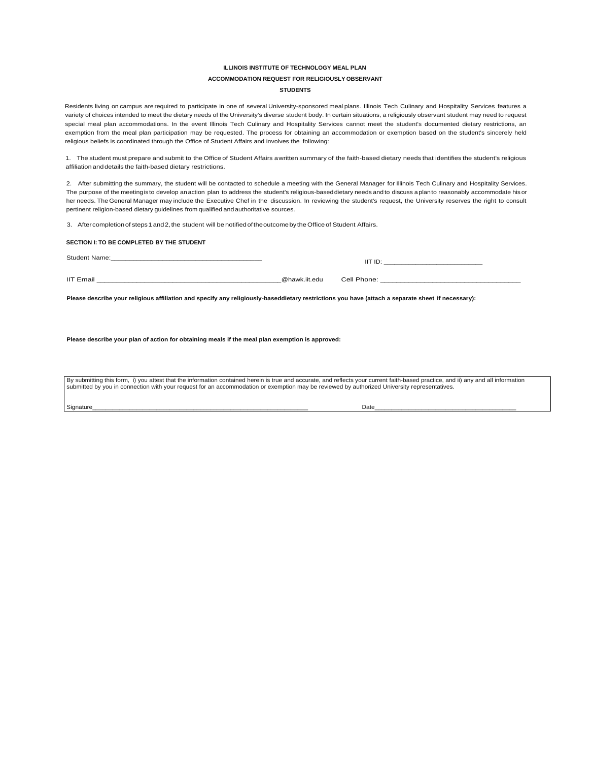# ILLINOIS INSTITUTE OF TECHNOLOGY MEAL PLAN

## ACCOMMODATION REQUEST FOR RELIGIOUSLY OBSERVANT STUDENTS

Residents living on campus are required to participate in one of several University-sponsored meal plans. Illinois Tech Culinary and Hospitality Services features a variety of choices intended to meet the dietary needs of the University's diverse student body. In certain situations, a religiously observant student may need to request special meal plan accommodations. In the event Illinois Tech Culinary and Hospitality Services cannot meet the student's documented dietary restrictions, an exemption from the meal plan participation may be requested. The process for obtaining an accommodation or exemption based on the student's sincerely held religious beliefs is coordinated through the Office of Student Affairs and involves the following:

1. The student must prepare and submit to the Office of Student Affairs a written summary of the faith-based dietary needs that identifies the student's religious affiliation and details the faith-based dietary restrictions.

2. After submitting the summary, the student will be contacted to schedule a meeting with the General Manager for Illinois Tech Culinary and Hospitality Services. The purpose of the meeting is to develop an action plan to address the student's religious-based dietary needs and to discuss a plan to reasonably accommodate his or her needs. The General Manager may include the Executive Chef in the discussion. In reviewing the student's request, the University reserves the right to consult pertinent religion-based dietary guidelines from qualified and authoritative sources.

3. After completion of steps 1 and 2, the student will be notified of the outcome by the Office of Student Affairs.

**SECTION I: TO BE COMPLETED BY THE STUDENT**

Student Name:________________________________________ IIT ID: ___________________________

IIT Email ________________________________________________@hawk.iit.edu Cell Phone: _____________________________________

**Please describe your religious affiliation and specify any religiously-baseddietary restrictions you have (attach a separate sheet if necessary):**

**Please describe your plan of action for obtaining meals if the meal plan exemption is approved:**

By submitting this form, i) you attest that the information contained herein is true and accurate, and reflects your current faith-based practice, and ii) any and all information submitted by you in connection with your request for an accommodation or exemption may be reviewed by authorized University representatives.

Signature_______________________________________________________________ Date_________________________________________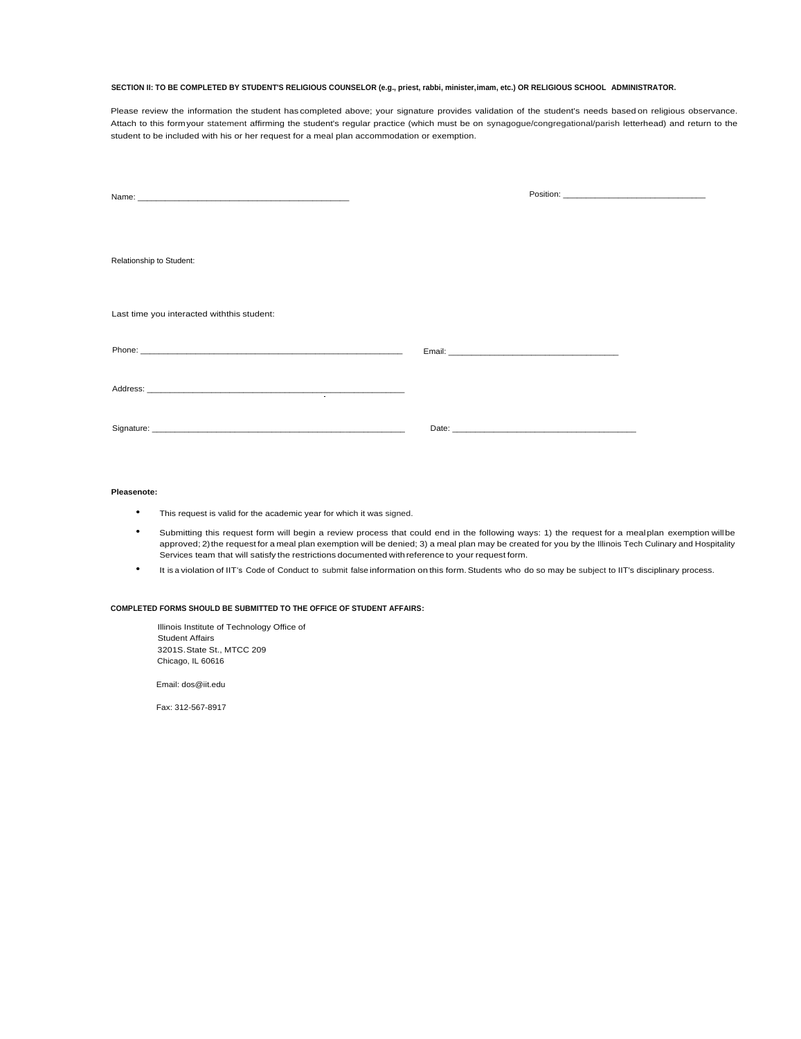**SECTION II: TO BE COMPLETED BY STUDENT'S RELIGIOUS COUNSELOR (e.g., priest, rabbi, minister, imam, etc.) OR RELIGIOUS SCHOOL ADMINISTRATOR.**

Please review the information the student has completed above; your signature provides validation of the student's needs based on religious observance. Attach to this form your statement affirming the student's regular practice (which must be on synagogue/congregational/parish letterhead) and return to the student to be included with his or her request for a meal plan accommodation or exemption.

Name: ____________________________________________ Position: ______________________________

Relationship to Student:

Last time you interacted with this student:

Phone: _______________________________________________________ Email: ____________________________________

Address: ______________________________________________________

Signature: ____________________________________________________ Date: ______________________________________

**Please note:**

- This request is valid for the academic year for which it was signed.
- Submitting this request form will begin a review process that could end in the following ways: 1) the request for a meal plan exemption will be approved; 2) the request for a meal plan exemption will be denied; 3) a meal plan may be created for you by the Illinois Tech Culinary and Hospitality Services team that will satisfy the restrictions documented with reference to your request form.
- It is a violation of IIT's Code of Conduct to submit false information on this form. Students who do so may be subject to IIT's disciplinary process.

**COMPLETED FORMS SHOULD BE SUBMITTED TO THE OFFICE OF STUDENT AFFAIRS:**

Illinois Institute of Technology Office of
Student Affairs
3201 S. State St., MTCC 209
Chicago, IL 60616

Email: dos@iit.edu

Fax: 312-567-8917